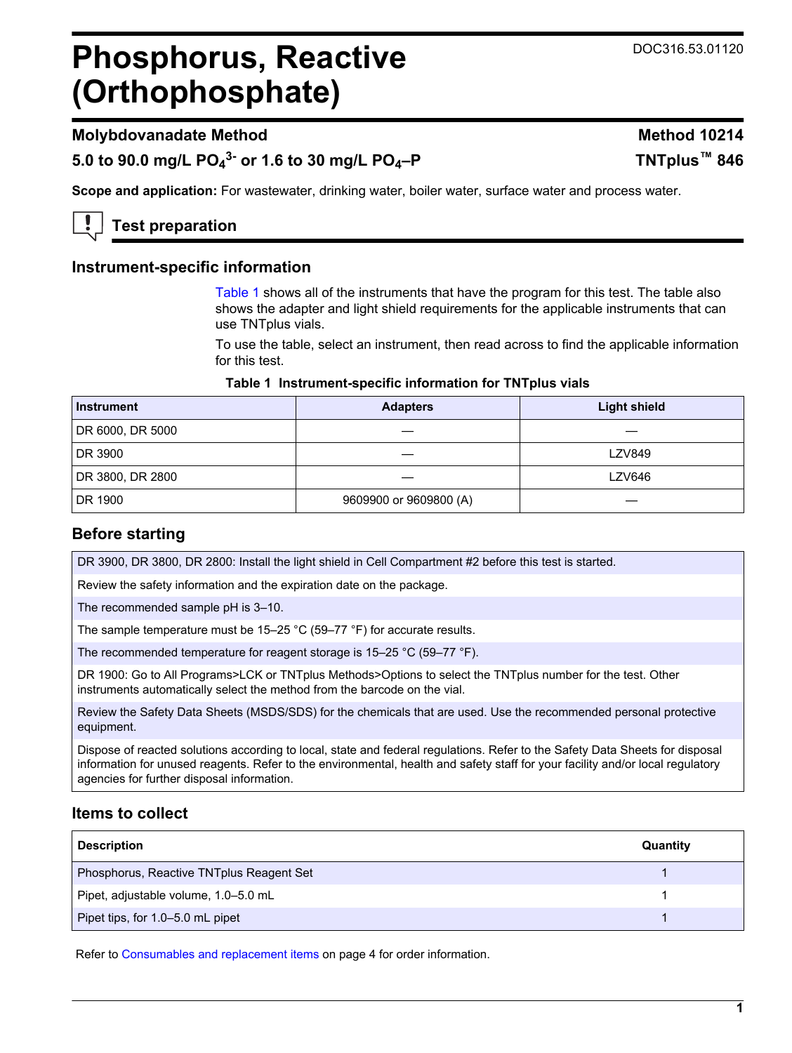# Phosphorus, Reactive (Orthophosphate)

DOC316.53.01120

## Molybdovanadate Method — Method 10214

## 5.0 to 90.0 mg/L $PO_4^{3-}$ or 1.6 to 30 mg/L $PO_4$–P — TNTplus™ 846

**Scope and application:** For wastewater, drinking water, boiler water, surface water and process water.

## Test preparation

### Instrument-specific information

Table 1 shows all of the instruments that have the program for this test. The table also shows the adapter and light shield requirements for the applicable instruments that can use TNTplus vials.

To use the table, select an instrument, then read across to find the applicable information for this test.

**Table 1 Instrument-specific information for TNTplus vials**

| Instrument | Adapters | Light shield |
|---|---|---|
| DR 6000, DR 5000 | — | — |
| DR 3900 | — | LZV849 |
| DR 3800, DR 2800 | — | LZV646 |
| DR 1900 | 9609900 or 9609800 (A) | — |

### Before starting

DR 3900, DR 3800, DR 2800: Install the light shield in Cell Compartment #2 before this test is started.

Review the safety information and the expiration date on the package.

The recommended sample pH is 3–10.

The sample temperature must be 15–25 °C (59–77 °F) for accurate results.

The recommended temperature for reagent storage is 15–25 °C (59–77 °F).

DR 1900: Go to All Programs>LCK or TNTplus Methods>Options to select the TNTplus number for the test. Other instruments automatically select the method from the barcode on the vial.

Review the Safety Data Sheets (MSDS/SDS) for the chemicals that are used. Use the recommended personal protective equipment.

Dispose of reacted solutions according to local, state and federal regulations. Refer to the Safety Data Sheets for disposal information for unused reagents. Refer to the environmental, health and safety staff for your facility and/or local regulatory agencies for further disposal information.

### Items to collect

| Description | Quantity |
|---|---|
| Phosphorus, Reactive TNTplus Reagent Set | 1 |
| Pipet, adjustable volume, 1.0–5.0 mL | 1 |
| Pipet tips, for 1.0–5.0 mL pipet | 1 |

Refer to Consumables and replacement items on page 4 for order information.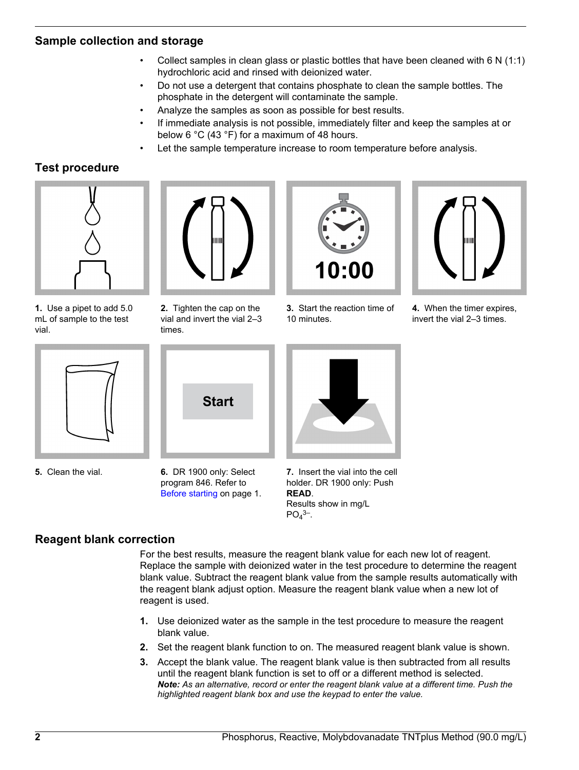## Sample collection and storage

- Collect samples in clean glass or plastic bottles that have been cleaned with 6 N (1:1) hydrochloric acid and rinsed with deionized water.
- Do not use a detergent that contains phosphate to clean the sample bottles. The phosphate in the detergent will contaminate the sample.
- Analyze the samples as soon as possible for best results.
- If immediate analysis is not possible, immediately filter and keep the samples at or below 6 °C (43 °F) for a maximum of 48 hours.
- Let the sample temperature increase to room temperature before analysis.

## Test procedure

**1.** Use a pipet to add 5.0 mL of sample to the test vial.

**2.** Tighten the cap on the vial and invert the vial 2–3 times.

**3.** Start the reaction time of 10 minutes.

**4.** When the timer expires, invert the vial 2–3 times.

**5.** Clean the vial.

**6.** DR 1900 only: Select program 846. Refer to Before starting on page 1.

**7.** Insert the vial into the cell holder. DR 1900 only: Push **READ**.
Results show in mg/L $PO_4^{3-}$.

## Reagent blank correction

For the best results, measure the reagent blank value for each new lot of reagent. Replace the sample with deionized water in the test procedure to determine the reagent blank value. Subtract the reagent blank value from the sample results automatically with the reagent blank adjust option. Measure the reagent blank value when a new lot of reagent is used.

1. Use deionized water as the sample in the test procedure to measure the reagent blank value.
2. Set the reagent blank function to on. The measured reagent blank value is shown.
3. Accept the blank value. The reagent blank value is then subtracted from all results until the reagent blank function is set to off or a different method is selected.
   ***Note:*** *As an alternative, record or enter the reagent blank value at a different time. Push the highlighted reagent blank box and use the keypad to enter the value.*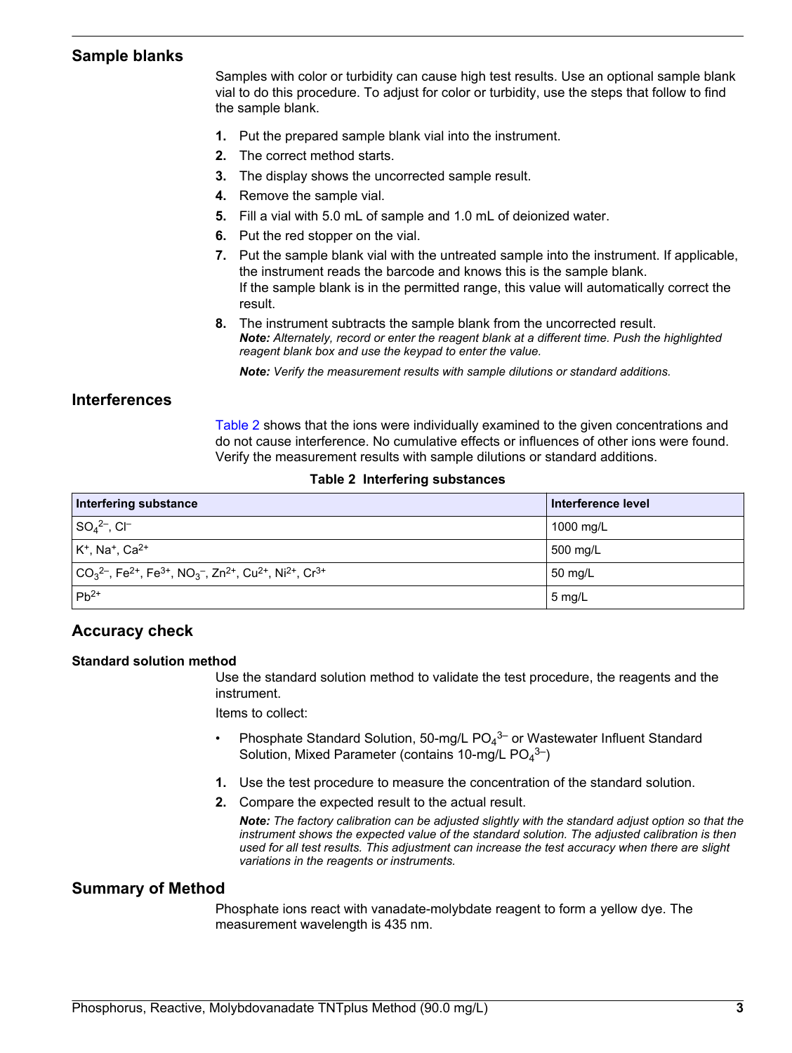## Sample blanks

Samples with color or turbidity can cause high test results. Use an optional sample blank vial to do this procedure. To adjust for color or turbidity, use the steps that follow to find the sample blank.

1. Put the prepared sample blank vial into the instrument.
2. The correct method starts.
3. The display shows the uncorrected sample result.
4. Remove the sample vial.
5. Fill a vial with 5.0 mL of sample and 1.0 mL of deionized water.
6. Put the red stopper on the vial.
7. Put the sample blank vial with the untreated sample into the instrument. If applicable, the instrument reads the barcode and knows this is the sample blank.
   If the sample blank is in the permitted range, this value will automatically correct the result.
8. The instrument subtracts the sample blank from the uncorrected result.
   ***Note:*** *Alternately, record or enter the reagent blank at a different time. Push the highlighted reagent blank box and use the keypad to enter the value.*

   ***Note:*** *Verify the measurement results with sample dilutions or standard additions.*

## Interferences

Table 2 shows that the ions were individually examined to the given concentrations and do not cause interference. No cumulative effects or influences of other ions were found. Verify the measurement results with sample dilutions or standard additions.

**Table 2 Interfering substances**

| Interfering substance | Interference level |
|---|---|
| $SO_4^{2-}$, $Cl^-$ | 1000 mg/L |
| $K^+$, $Na^+$, $Ca^{2+}$ | 500 mg/L |
| $CO_3^{2-}$, $Fe^{2+}$, $Fe^{3+}$, $NO_3^-$, $Zn^{2+}$, $Cu^{2+}$, $Ni^{2+}$, $Cr^{3+}$ | 50 mg/L |
| $Pb^{2+}$ | 5 mg/L |

## Accuracy check

### Standard solution method

Use the standard solution method to validate the test procedure, the reagents and the instrument.

Items to collect:

- Phosphate Standard Solution, 50-mg/L $PO_4^{3-}$ or Wastewater Influent Standard Solution, Mixed Parameter (contains 10-mg/L $PO_4^{3-}$)

1. Use the test procedure to measure the concentration of the standard solution.
2. Compare the expected result to the actual result.

   ***Note:*** *The factory calibration can be adjusted slightly with the standard adjust option so that the instrument shows the expected value of the standard solution. The adjusted calibration is then used for all test results. This adjustment can increase the test accuracy when there are slight variations in the reagents or instruments.*

## Summary of Method

Phosphate ions react with vanadate-molybdate reagent to form a yellow dye. The measurement wavelength is 435 nm.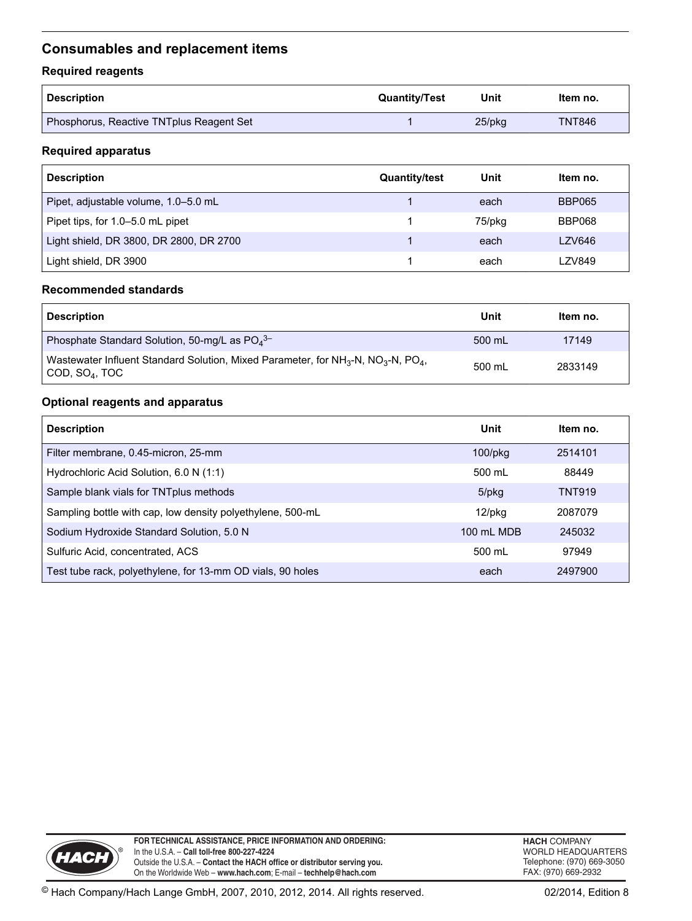## Consumables and replacement items

### Required reagents

| Description | Quantity/Test | Unit | Item no. |
|---|---|---|---|
| Phosphorus, Reactive TNTplus Reagent Set | 1 | 25/pkg | TNT846 |

### Required apparatus

| Description | Quantity/test | Unit | Item no. |
|---|---|---|---|
| Pipet, adjustable volume, 1.0–5.0 mL | 1 | each | BBP065 |
| Pipet tips, for 1.0–5.0 mL pipet | 1 | 75/pkg | BBP068 |
| Light shield, DR 3800, DR 2800, DR 2700 | 1 | each | LZV646 |
| Light shield, DR 3900 | 1 | each | LZV849 |

### Recommended standards

| Description | Unit | Item no. |
|---|---|---|
| Phosphate Standard Solution, 50-mg/L as $PO_4^{3-}$ | 500 mL | 17149 |
| Wastewater Influent Standard Solution, Mixed Parameter, for $NH_3$-N, $NO_3$-N, $PO_4$, COD, $SO_4$, TOC | 500 mL | 2833149 |

### Optional reagents and apparatus

| Description | Unit | Item no. |
|---|---|---|
| Filter membrane, 0.45-micron, 25-mm | 100/pkg | 2514101 |
| Hydrochloric Acid Solution, 6.0 N (1:1) | 500 mL | 88449 |
| Sample blank vials for TNTplus methods | 5/pkg | TNT919 |
| Sampling bottle with cap, low density polyethylene, 500-mL | 12/pkg | 2087079 |
| Sodium Hydroxide Standard Solution, 5.0 N | 100 mL MDB | 245032 |
| Sulfuric Acid, concentrated, ACS | 500 mL | 97949 |
| Test tube rack, polyethylene, for 13-mm OD vials, 90 holes | each | 2497900 |

**FOR TECHNICAL ASSISTANCE, PRICE INFORMATION AND ORDERING:**
In the U.S.A. – **Call toll-free 800-227-4224**
Outside the U.S.A. – **Contact the HACH office or distributor serving you.**
On the Worldwide Web – **www.hach.com**; E-mail – **techhelp@hach.com**

**HACH** COMPANY
WORLD HEADQUARTERS
Telephone: (970) 669-3050
FAX: (970) 669-2932

© Hach Company/Hach Lange GmbH, 2007, 2010, 2012, 2014. All rights reserved.

02/2014, Edition 8